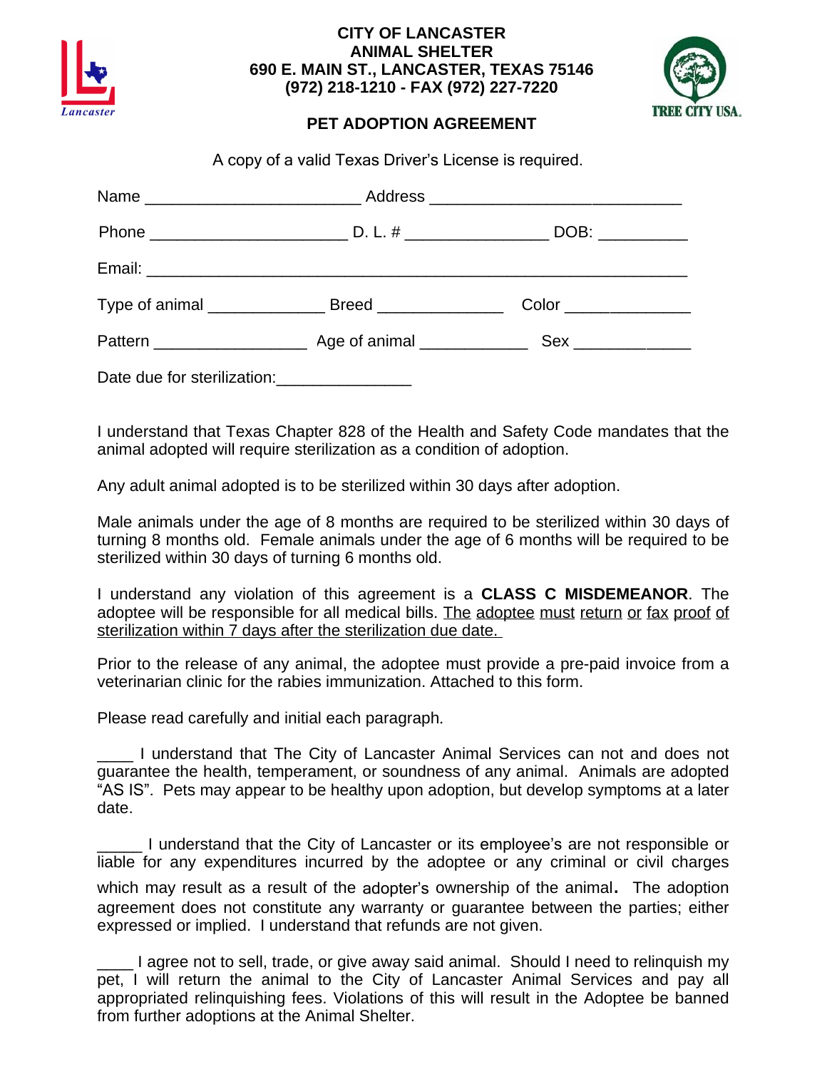**CITY OF LANCASTER**
**ANIMAL SHELTER**
**690 E. MAIN ST., LANCASTER, TEXAS 75146**
**(972) 218-1210 - FAX (972) 227-7220**

# PET ADOPTION AGREEMENT

A copy of a valid Texas Driver's License is required.

Name ________________________ Address ____________________________

Phone ______________________ D. L. # ________________ DOB: __________

Email: ____________________________________________________________

Type of animal _____________ Breed ______________ Color ______________

Pattern _________________ Age of animal ____________ Sex _____________

Date due for sterilization:_______________

I understand that Texas Chapter 828 of the Health and Safety Code mandates that the animal adopted will require sterilization as a condition of adoption.

Any adult animal adopted is to be sterilized within 30 days after adoption.

Male animals under the age of 8 months are required to be sterilized within 30 days of turning 8 months old. Female animals under the age of 6 months will be required to be sterilized within 30 days of turning 6 months old.

I understand any violation of this agreement is a **CLASS C MISDEMEANOR**. The adoptee will be responsible for all medical bills. <u>The adoptee must return or fax proof of sterilization within 7 days after the sterilization due date.</u>

Prior to the release of any animal, the adoptee must provide a pre-paid invoice from a veterinarian clinic for the rabies immunization. Attached to this form.

Please read carefully and initial each paragraph.

____ I understand that The City of Lancaster Animal Services can not and does not guarantee the health, temperament, or soundness of any animal. Animals are adopted "AS IS". Pets may appear to be healthy upon adoption, but develop symptoms at a later date.

_____ I understand that the City of Lancaster or its employee's are not responsible or liable for any expenditures incurred by the adoptee or any criminal or civil charges which may result as a result of the adopter's ownership of the animal. The adoption agreement does not constitute any warranty or guarantee between the parties; either expressed or implied. I understand that refunds are not given.

____ I agree not to sell, trade, or give away said animal. Should I need to relinquish my pet, I will return the animal to the City of Lancaster Animal Services and pay all appropriated relinquishing fees. Violations of this will result in the Adoptee be banned from further adoptions at the Animal Shelter.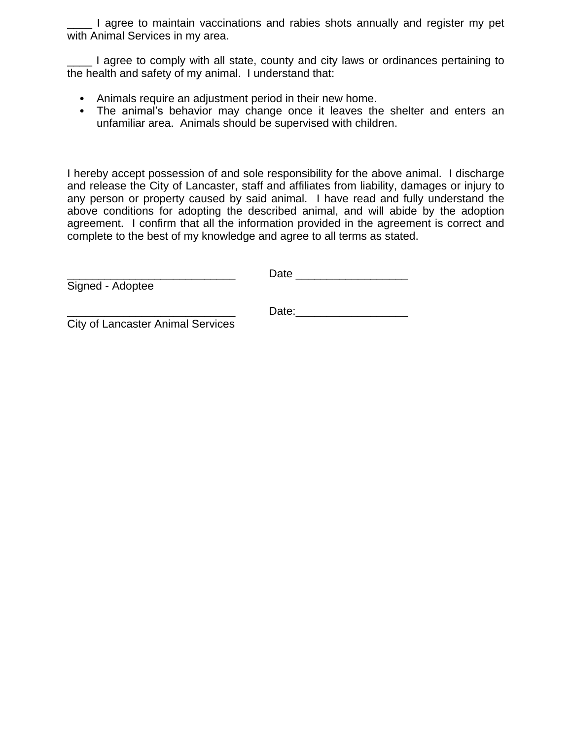____ I agree to maintain vaccinations and rabies shots annually and register my pet with Animal Services in my area.

____ I agree to comply with all state, county and city laws or ordinances pertaining to the health and safety of my animal.  I understand that:

- Animals require an adjustment period in their new home.
- The animal's behavior may change once it leaves the shelter and enters an unfamiliar area.  Animals should be supervised with children.

I hereby accept possession of and sole responsibility for the above animal.  I discharge and release the City of Lancaster, staff and affiliates from liability, damages or injury to any person or property caused by said animal.  I have read and fully understand the above conditions for adopting the described animal, and will abide by the adoption agreement.  I confirm that all the information provided in the agreement is correct and complete to the best of my knowledge and agree to all terms as stated.

___________________________ Date _________________
Signed - Adoptee

___________________________ Date:_________________
City of Lancaster Animal Services